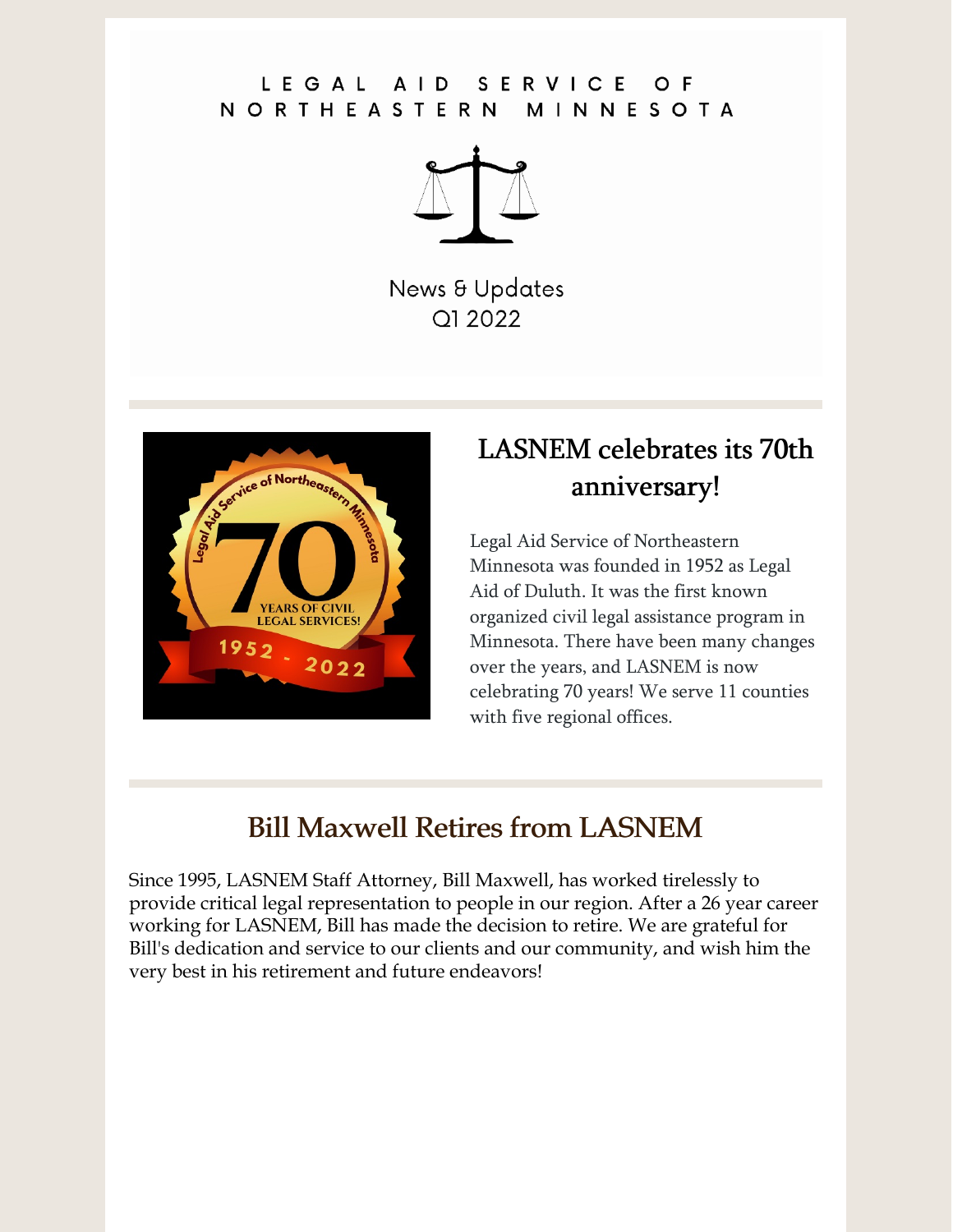# LEGAL AID SERVICE OF NORTHEASTERN MINNESOTA

News & Updates
Q1 2022

## LASNEM celebrates its 70th anniversary!

Legal Aid Service of Northeastern Minnesota was founded in 1952 as Legal Aid of Duluth. It was the first known organized civil legal assistance program in Minnesota. There have been many changes over the years, and LASNEM is now celebrating 70 years! We serve 11 counties with five regional offices.

## Bill Maxwell Retires from LASNEM

Since 1995, LASNEM Staff Attorney, Bill Maxwell, has worked tirelessly to provide critical legal representation to people in our region. After a 26 year career working for LASNEM, Bill has made the decision to retire. We are grateful for Bill's dedication and service to our clients and our community, and wish him the very best in his retirement and future endeavors!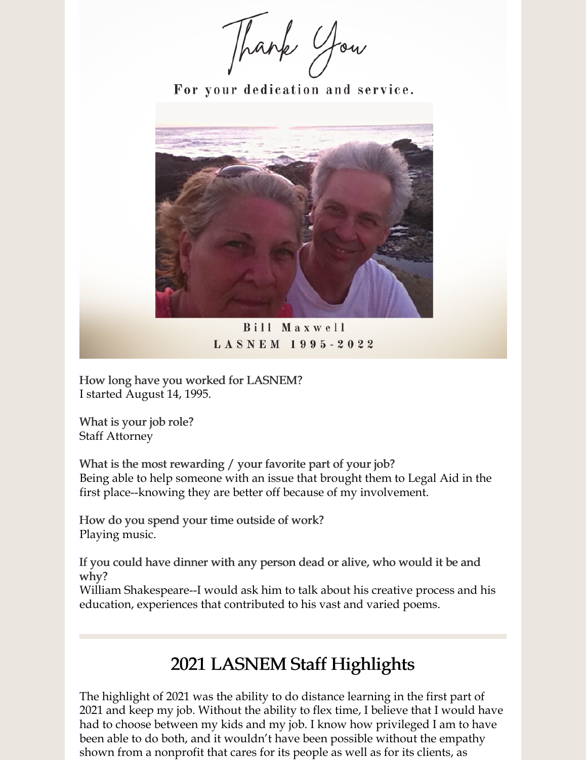Thank You

For your dedication and service.

Bill Maxwell
LASNEM 1995-2022

**How long have you worked for LASNEM?**
I started August 14, 1995.

**What is your job role?**
Staff Attorney

**What is the most rewarding / your favorite part of your job?**
Being able to help someone with an issue that brought them to Legal Aid in the first place--knowing they are better off because of my involvement.

**How do you spend your time outside of work?**
Playing music.

**If you could have dinner with any person dead or alive, who would it be and why?**
William Shakespeare--I would ask him to talk about his creative process and his education, experiences that contributed to his vast and varied poems.

---

## 2021 LASNEM Staff Highlights

The highlight of 2021 was the ability to do distance learning in the first part of 2021 and keep my job. Without the ability to flex time, I believe that I would have had to choose between my kids and my job. I know how privileged I am to have been able to do both, and it wouldn't have been possible without the empathy shown from a nonprofit that cares for its people as well as for its clients, as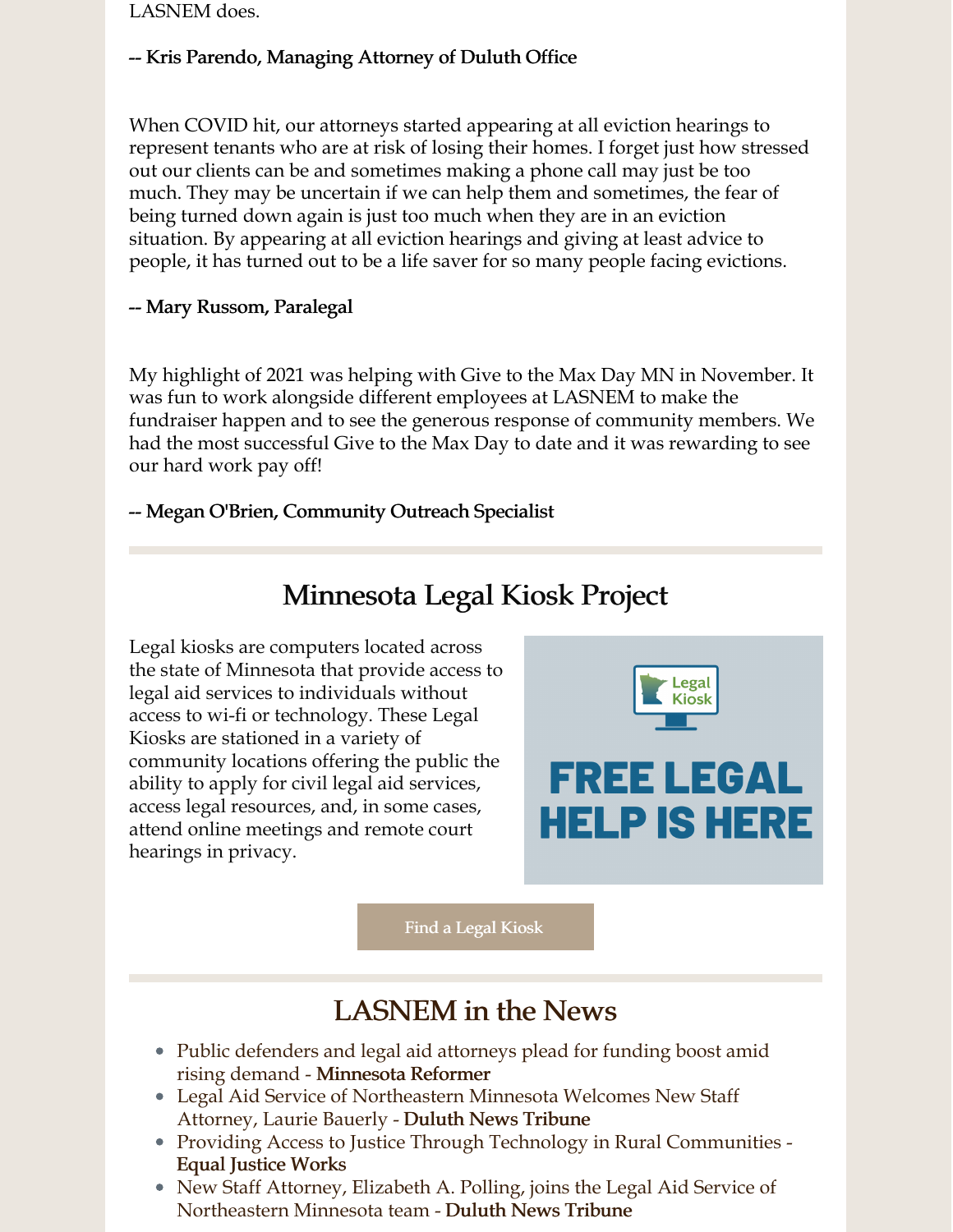LASNEM does.

**-- Kris Parendo, Managing Attorney of Duluth Office**

When COVID hit, our attorneys started appearing at all eviction hearings to represent tenants who are at risk of losing their homes. I forget just how stressed out our clients can be and sometimes making a phone call may just be too much. They may be uncertain if we can help them and sometimes, the fear of being turned down again is just too much when they are in an eviction situation. By appearing at all eviction hearings and giving at least advice to people, it has turned out to be a life saver for so many people facing evictions.

**-- Mary Russom, Paralegal**

My highlight of 2021 was helping with Give to the Max Day MN in November. It was fun to work alongside different employees at LASNEM to make the fundraiser happen and to see the generous response of community members. We had the most successful Give to the Max Day to date and it was rewarding to see our hard work pay off!

**-- Megan O'Brien, Community Outreach Specialist**

## Minnesota Legal Kiosk Project

Legal kiosks are computers located across the state of Minnesota that provide access to legal aid services to individuals without access to wi-fi or technology. These Legal Kiosks are stationed in a variety of community locations offering the public the ability to apply for civil legal aid services, access legal resources, and, in some cases, attend online meetings and remote court hearings in privacy.

Legal Kiosk

FREE LEGAL HELP IS HERE

Find a Legal Kiosk

## LASNEM in the News

- Public defenders and legal aid attorneys plead for funding boost amid rising demand - **Minnesota Reformer**
- Legal Aid Service of Northeastern Minnesota Welcomes New Staff Attorney, Laurie Bauerly - **Duluth News Tribune**
- Providing Access to Justice Through Technology in Rural Communities - **Equal Justice Works**
- New Staff Attorney, Elizabeth A. Polling, joins the Legal Aid Service of Northeastern Minnesota team - **Duluth News Tribune**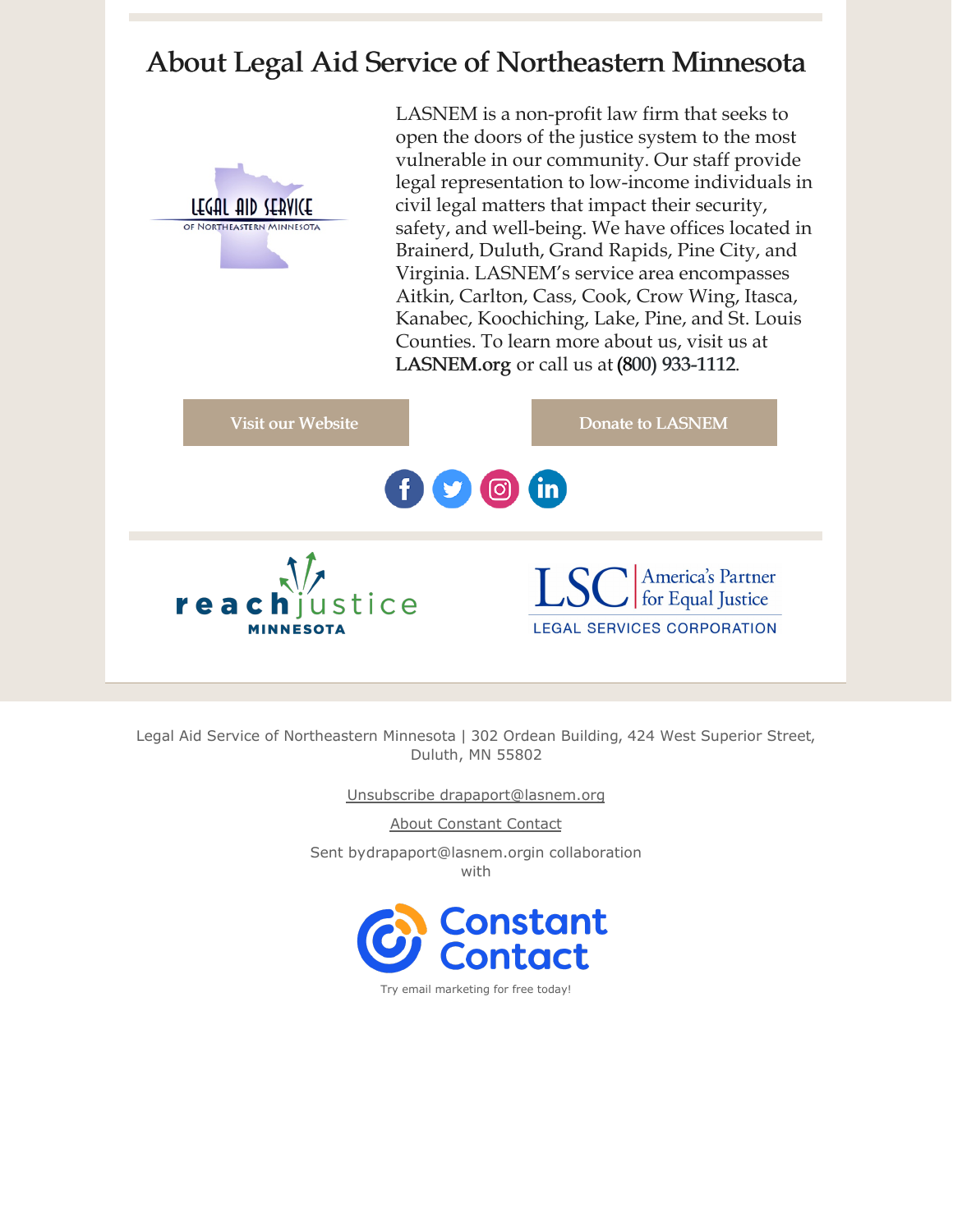# About Legal Aid Service of Northeastern Minnesota

LASNEM is a non-profit law firm that seeks to open the doors of the justice system to the most vulnerable in our community. Our staff provide legal representation to low-income individuals in civil legal matters that impact their security, safety, and well-being. We have offices located in Brainerd, Duluth, Grand Rapids, Pine City, and Virginia. LASNEM's service area encompasses Aitkin, Carlton, Cass, Cook, Crow Wing, Itasca, Kanabec, Koochiching, Lake, Pine, and St. Louis Counties. To learn more about us, visit us at **LASNEM.org** or call us at **(800) 933-1112**.

Visit our Website

Donate to LASNEM

Legal Aid Service of Northeastern Minnesota | 302 Ordean Building, 424 West Superior Street, Duluth, MN 55802

Unsubscribe drapaport@lasnem.org

About Constant Contact

Sent bydrapaport@lasnem.orgin collaboration with

Try email marketing for free today!